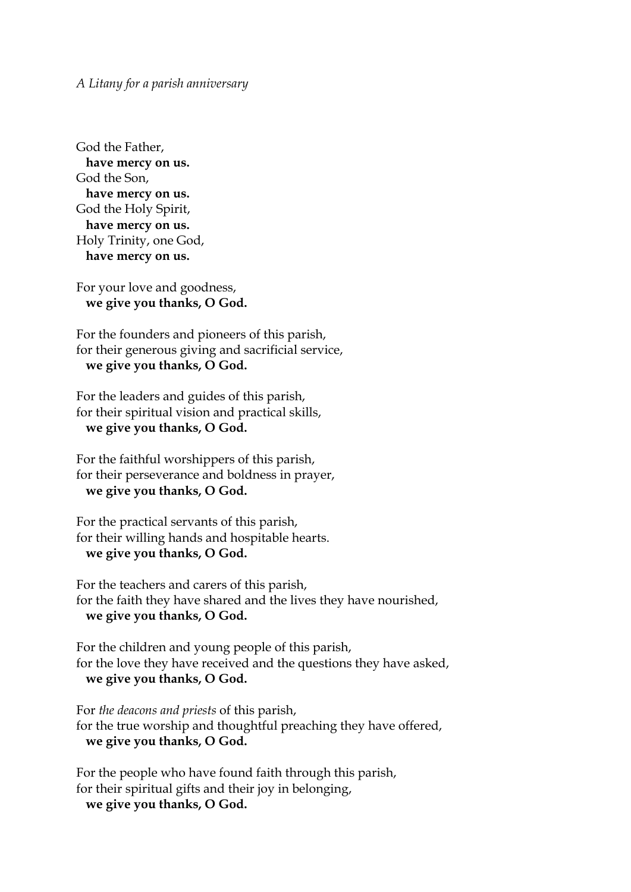*A Litany for a parish anniversary*

God the Father,
 **have mercy on us.**
God the Son,
 **have mercy on us.**
God the Holy Spirit,
 **have mercy on us.**
Holy Trinity, one God,
 **have mercy on us.**

For your love and goodness,
 **we give you thanks, O God.**

For the founders and pioneers of this parish,
for their generous giving and sacrificial service,
 **we give you thanks, O God.**

For the leaders and guides of this parish,
for their spiritual vision and practical skills,
 **we give you thanks, O God.**

For the faithful worshippers of this parish,
for their perseverance and boldness in prayer,
 **we give you thanks, O God.**

For the practical servants of this parish,
for their willing hands and hospitable hearts.
 **we give you thanks, O God.**

For the teachers and carers of this parish,
for the faith they have shared and the lives they have nourished,
 **we give you thanks, O God.**

For the children and young people of this parish,
for the love they have received and the questions they have asked,
 **we give you thanks, O God.**

For *the deacons and priests* of this parish,
for the true worship and thoughtful preaching they have offered,
 **we give you thanks, O God.**

For the people who have found faith through this parish,
for their spiritual gifts and their joy in belonging,
 **we give you thanks, O God.**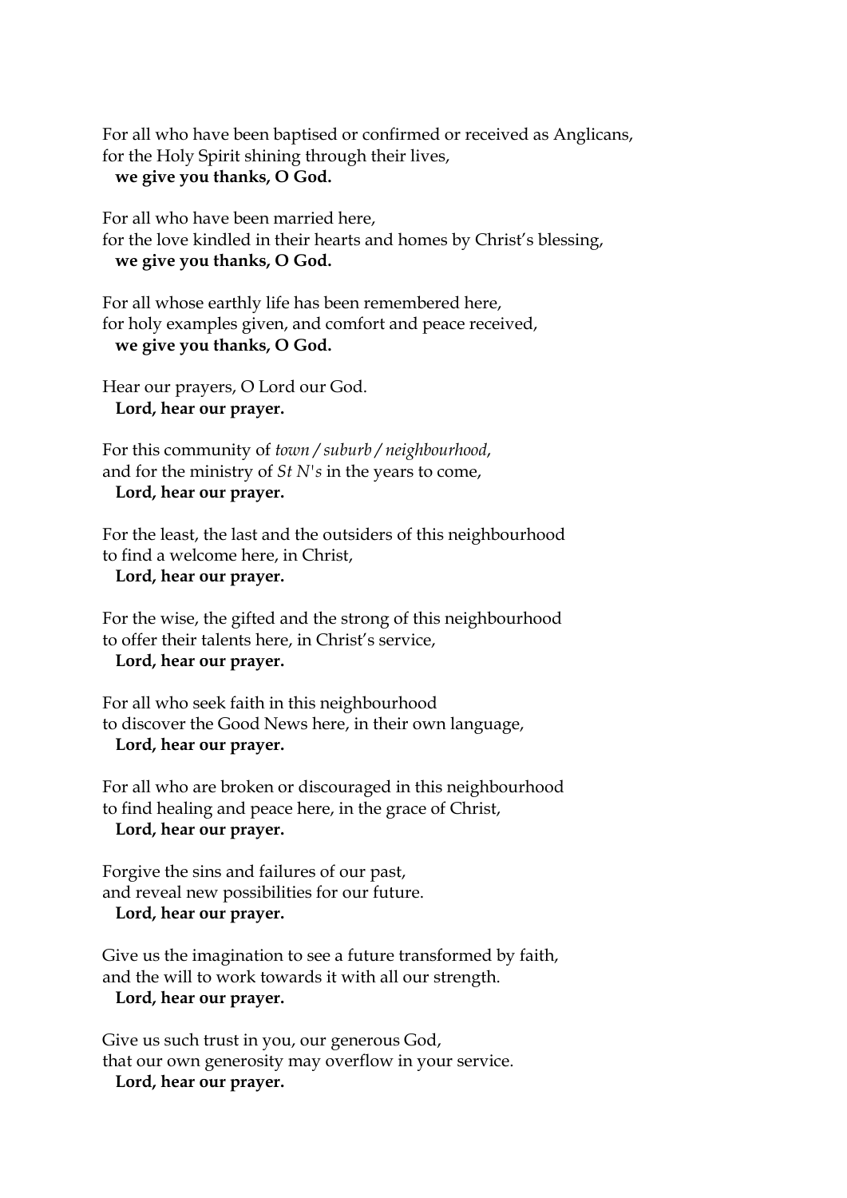For all who have been baptised or confirmed or received as Anglicans,
for the Holy Spirit shining through their lives,
**we give you thanks, O God.**

For all who have been married here,
for the love kindled in their hearts and homes by Christ's blessing,
**we give you thanks, O God.**

For all whose earthly life has been remembered here,
for holy examples given, and comfort and peace received,
**we give you thanks, O God.**

Hear our prayers, O Lord our God.
**Lord, hear our prayer.**

For this community of *town / suburb / neighbourhood*,
and for the ministry of *St N's* in the years to come,
**Lord, hear our prayer.**

For the least, the last and the outsiders of this neighbourhood
to find a welcome here, in Christ,
**Lord, hear our prayer.**

For the wise, the gifted and the strong of this neighbourhood
to offer their talents here, in Christ's service,
**Lord, hear our prayer.**

For all who seek faith in this neighbourhood
to discover the Good News here, in their own language,
**Lord, hear our prayer.**

For all who are broken or discouraged in this neighbourhood
to find healing and peace here, in the grace of Christ,
**Lord, hear our prayer.**

Forgive the sins and failures of our past,
and reveal new possibilities for our future.
**Lord, hear our prayer.**

Give us the imagination to see a future transformed by faith,
and the will to work towards it with all our strength.
**Lord, hear our prayer.**

Give us such trust in you, our generous God,
that our own generosity may overflow in your service.
**Lord, hear our prayer.**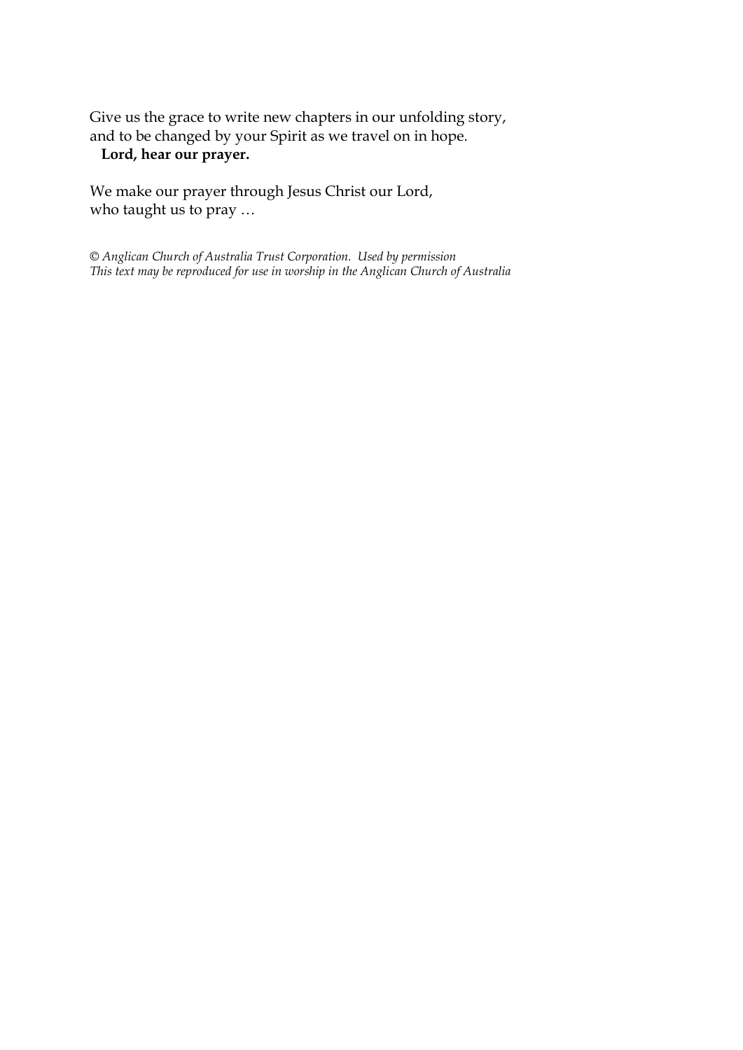Give us the grace to write new chapters in our unfolding story,
and to be changed by your Spirit as we travel on in hope.
**Lord, hear our prayer.**

We make our prayer through Jesus Christ our Lord,
who taught us to pray …

*© Anglican Church of Australia Trust Corporation. Used by permission*
*This text may be reproduced for use in worship in the Anglican Church of Australia*